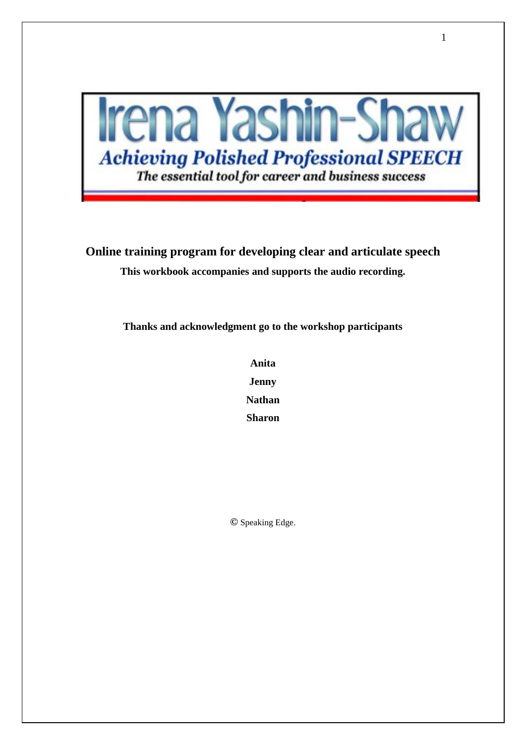# Irena Yashin-Shaw

## Achieving Polished Professional SPEECH

*The essential tool for career and business success*

**Online training program for developing clear and articulate speech**

**This workbook accompanies and supports the audio recording.**

**Thanks and acknowledgment go to the workshop participants**

**Anita**

**Jenny**

**Nathan**

**Sharon**

© Speaking Edge.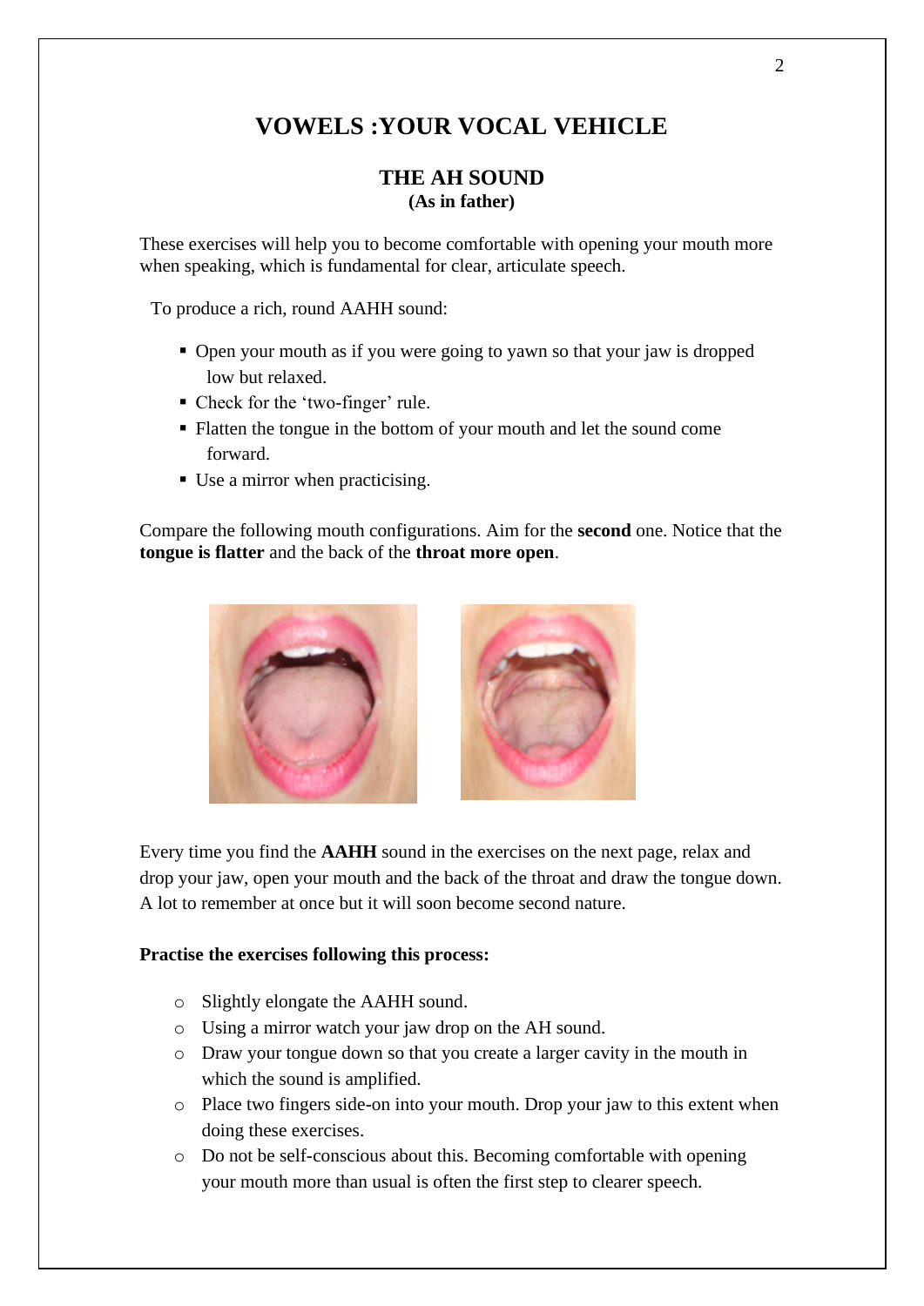# VOWELS :YOUR VOCAL VEHICLE

## THE AH SOUND
**(As in father)**

These exercises will help you to become comfortable with opening your mouth more when speaking, which is fundamental for clear, articulate speech.

To produce a rich, round AAHH sound:

- Open your mouth as if you were going to yawn so that your jaw is dropped low but relaxed.
- Check for the 'two-finger' rule.
- Flatten the tongue in the bottom of your mouth and let the sound come forward.
- Use a mirror when practicising.

Compare the following mouth configurations. Aim for the **second** one. Notice that the **tongue is flatter** and the back of the **throat more open**.

Every time you find the **AAHH** sound in the exercises on the next page, relax and drop your jaw, open your mouth and the back of the throat and draw the tongue down. A lot to remember at once but it will soon become second nature.

**Practise the exercises following this process:**

- Slightly elongate the AAHH sound.
- Using a mirror watch your jaw drop on the AH sound.
- Draw your tongue down so that you create a larger cavity in the mouth in which the sound is amplified.
- Place two fingers side-on into your mouth. Drop your jaw to this extent when doing these exercises.
- Do not be self-conscious about this. Becoming comfortable with opening your mouth more than usual is often the first step to clearer speech.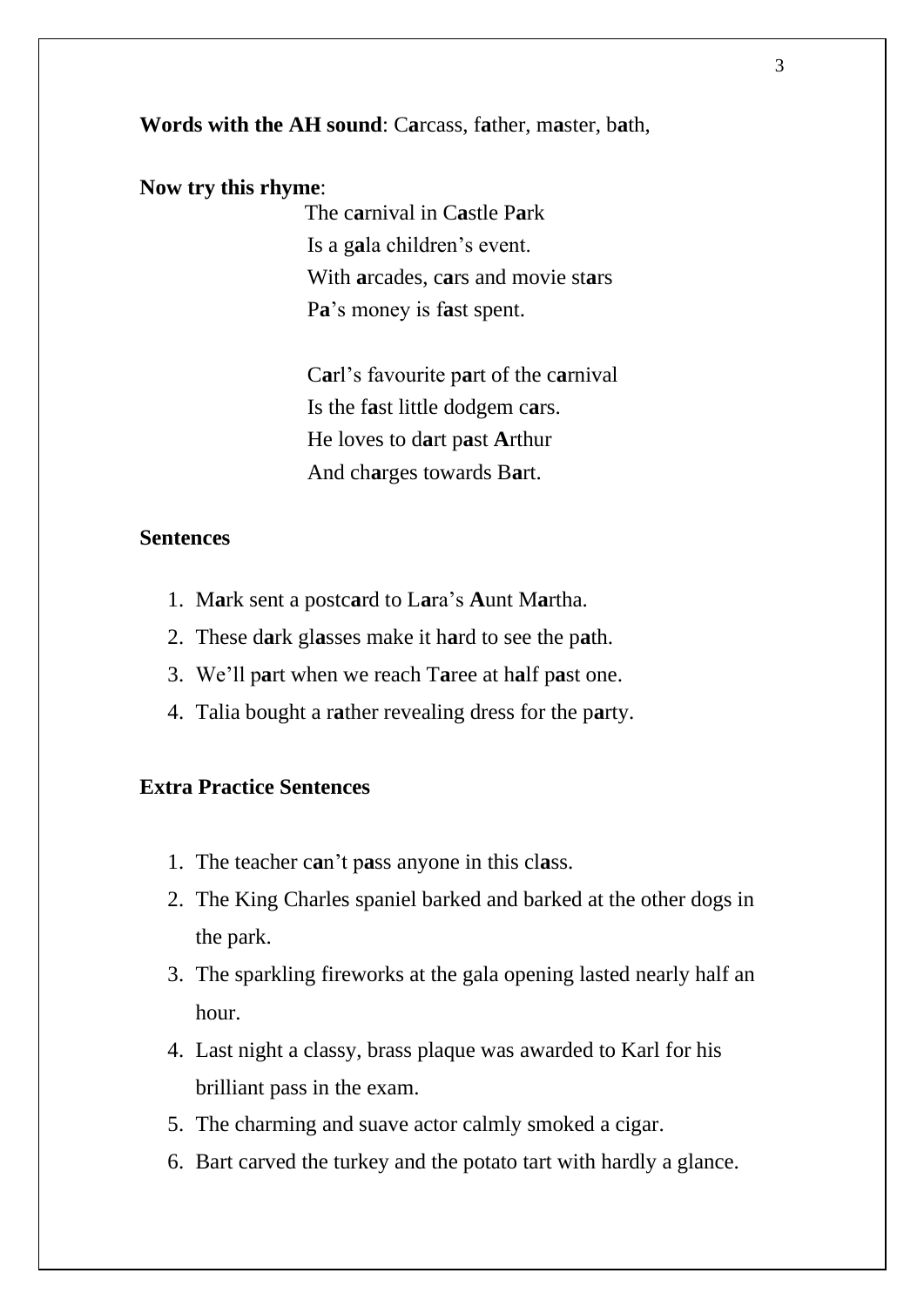**Words with the AH sound**: C**a**rcass, f**a**ther, m**a**ster, b**a**th,

**Now try this rhyme**:

The c**a**rnival in C**a**stle P**a**rk
Is a g**a**la children's event.
With **a**rcades, c**a**rs and movie st**a**rs
P**a**'s money is f**a**st spent.

C**a**rl's favourite p**a**rt of the c**a**rnival
Is the f**a**st little dodgem c**a**rs.
He loves to d**a**rt p**a**st **A**rthur
And ch**a**rges towards B**a**rt.

**Sentences**

1. M**a**rk sent a postc**a**rd to L**a**ra's **A**unt M**a**rtha.
2. These d**a**rk gl**a**sses make it h**a**rd to see the p**a**th.
3. We'll p**a**rt when we reach T**a**ree at h**a**lf p**a**st one.
4. Talia bought a r**a**ther revealing dress for the p**a**rty.

**Extra Practice Sentences**

1. The teacher c**a**n't p**a**ss anyone in this cl**a**ss.
2. The King Charles spaniel barked and barked at the other dogs in the park.
3. The sparkling fireworks at the gala opening lasted nearly half an hour.
4. Last night a classy, brass plaque was awarded to Karl for his brilliant pass in the exam.
5. The charming and suave actor calmly smoked a cigar.
6. Bart carved the turkey and the potato tart with hardly a glance.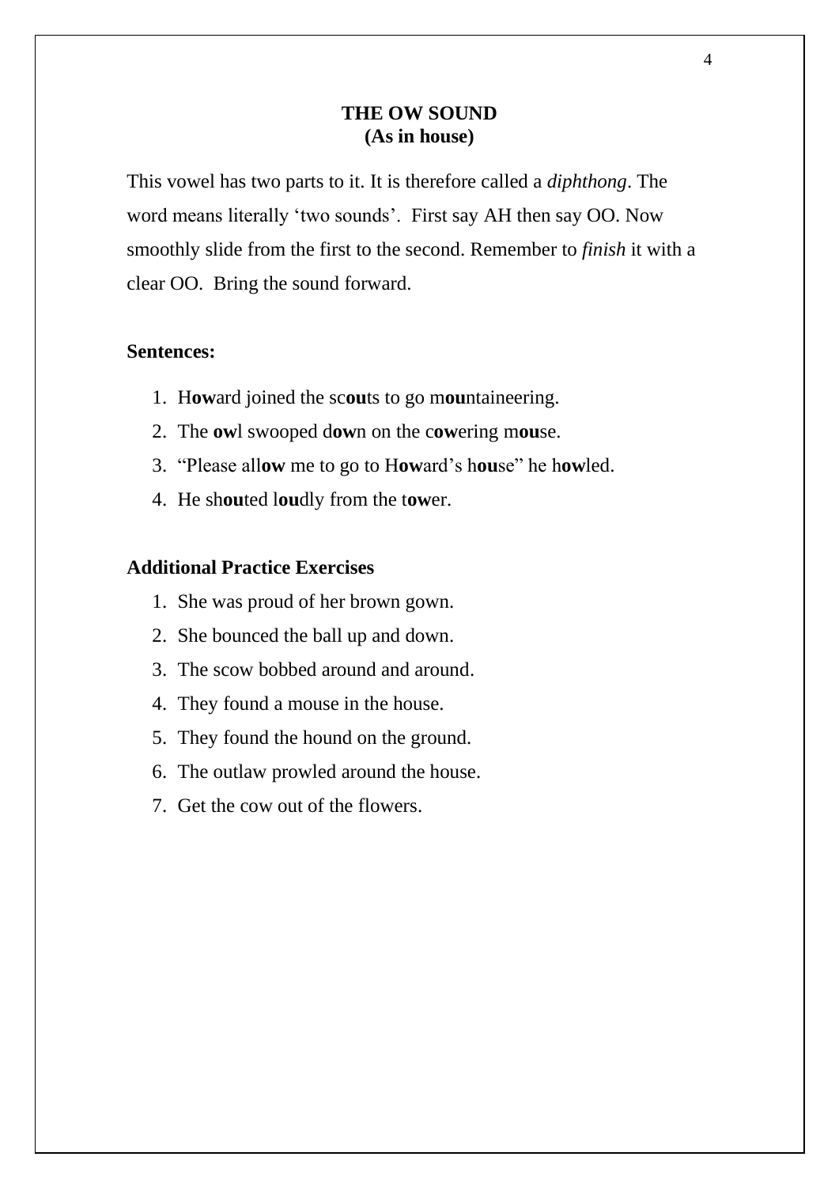## THE OW SOUND
## (As in house)

This vowel has two parts to it. It is therefore called a *diphthong*. The word means literally ‘two sounds’. First say AH then say OO. Now smoothly slide from the first to the second. Remember to *finish* it with a clear OO. Bring the sound forward.

**Sentences:**

1. H**ow**ard joined the sc**ou**ts to go m**ou**ntaineering.
2. The **ow**l swooped d**ow**n on the c**ow**ering m**ou**se.
3. “Please all**ow** me to go to H**ow**ard’s h**ou**se” he h**ow**led.
4. He sh**ou**ted l**ou**dly from the t**ow**er.

**Additional Practice Exercises**

1. She was proud of her brown gown.
2. She bounced the ball up and down.
3. The scow bobbed around and around.
4. They found a mouse in the house.
5. They found the hound on the ground.
6. The outlaw prowled around the house.
7. Get the cow out of the flowers.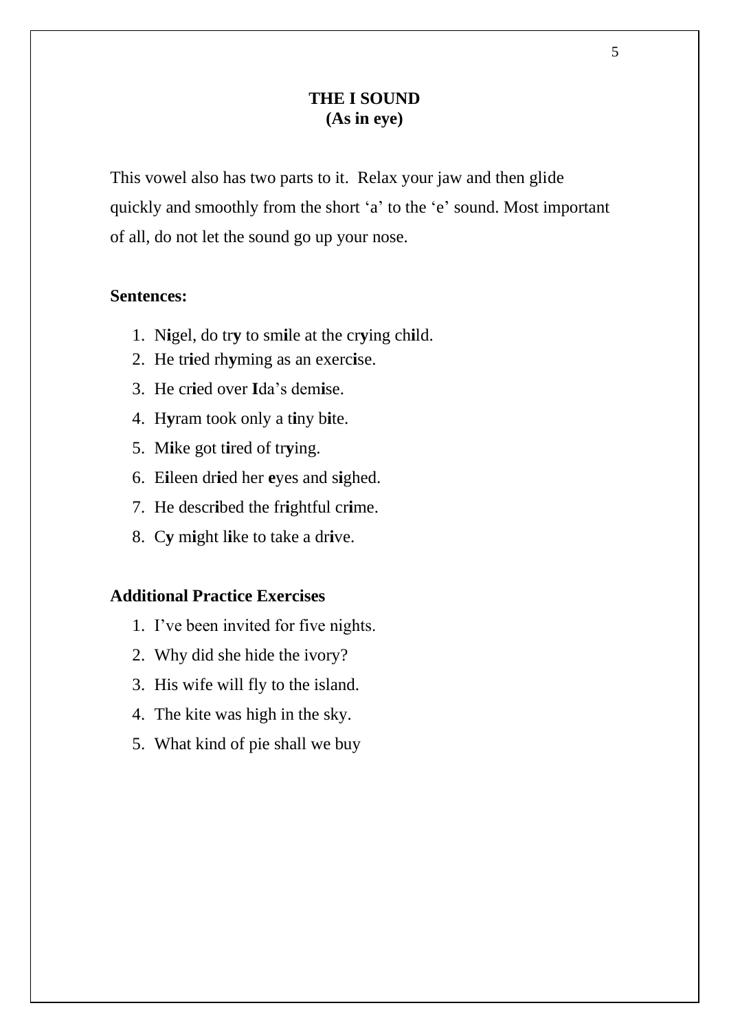## THE I SOUND
## (As in eye)

This vowel also has two parts to it. Relax your jaw and then glide quickly and smoothly from the short ‘a’ to the ‘e’ sound. Most important of all, do not let the sound go up your nose.

**Sentences:**

1. N**i**gel, do tr**y** to sm**i**le at the cr**y**ing ch**i**ld.
2. He tr**i**ed rh**y**ming as an exerc**i**se.
3. He cr**i**ed over **I**da’s dem**i**se.
4. H**y**ram took only a t**i**ny b**i**te.
5. M**i**ke got t**i**red of tr**y**ing.
6. E**i**leen dr**i**ed her **e**yes and s**i**ghed.
7. He descr**i**bed the fr**i**ghtful cr**i**me.
8. C**y** m**i**ght l**i**ke to take a dr**i**ve.

**Additional Practice Exercises**

1. I’ve been invited for five nights.
2. Why did she hide the ivory?
3. His wife will fly to the island.
4. The kite was high in the sky.
5. What kind of pie shall we buy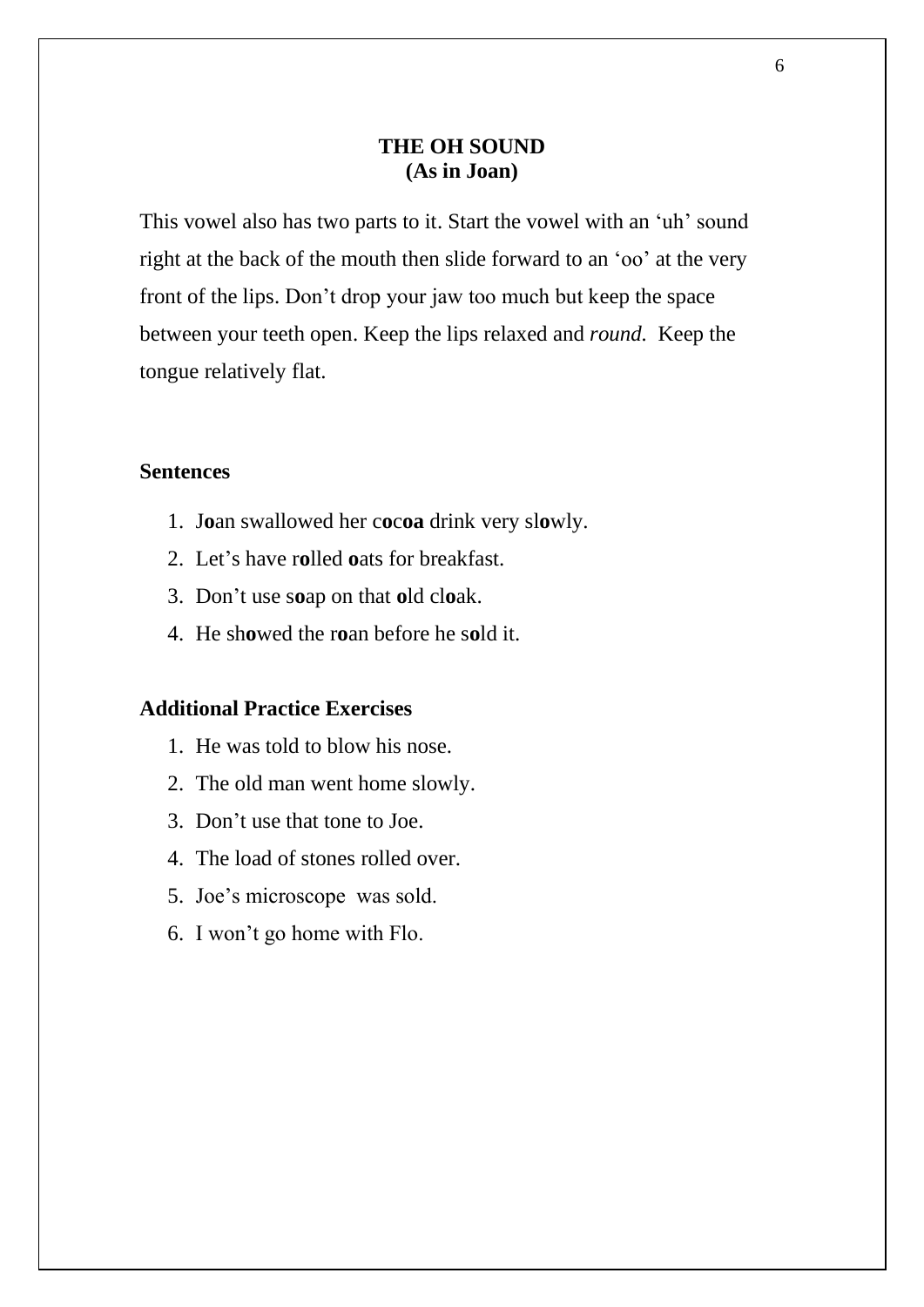## THE OH SOUND
## (As in Joan)

This vowel also has two parts to it. Start the vowel with an 'uh' sound right at the back of the mouth then slide forward to an 'oo' at the very front of the lips. Don't drop your jaw too much but keep the space between your teeth open. Keep the lips relaxed and *round.* Keep the tongue relatively flat.

### Sentences

1. J**o**an swallowed her c**o**c**oa** drink very sl**o**wly.
2. Let's have r**o**lled **o**ats for breakfast.
3. Don't use s**o**ap on that **o**ld cl**o**ak.
4. He sh**o**wed the r**o**an before he s**o**ld it.

### Additional Practice Exercises

1. He was told to blow his nose.
2. The old man went home slowly.
3. Don't use that tone to Joe.
4. The load of stones rolled over.
5. Joe's microscope was sold.
6. I won't go home with Flo.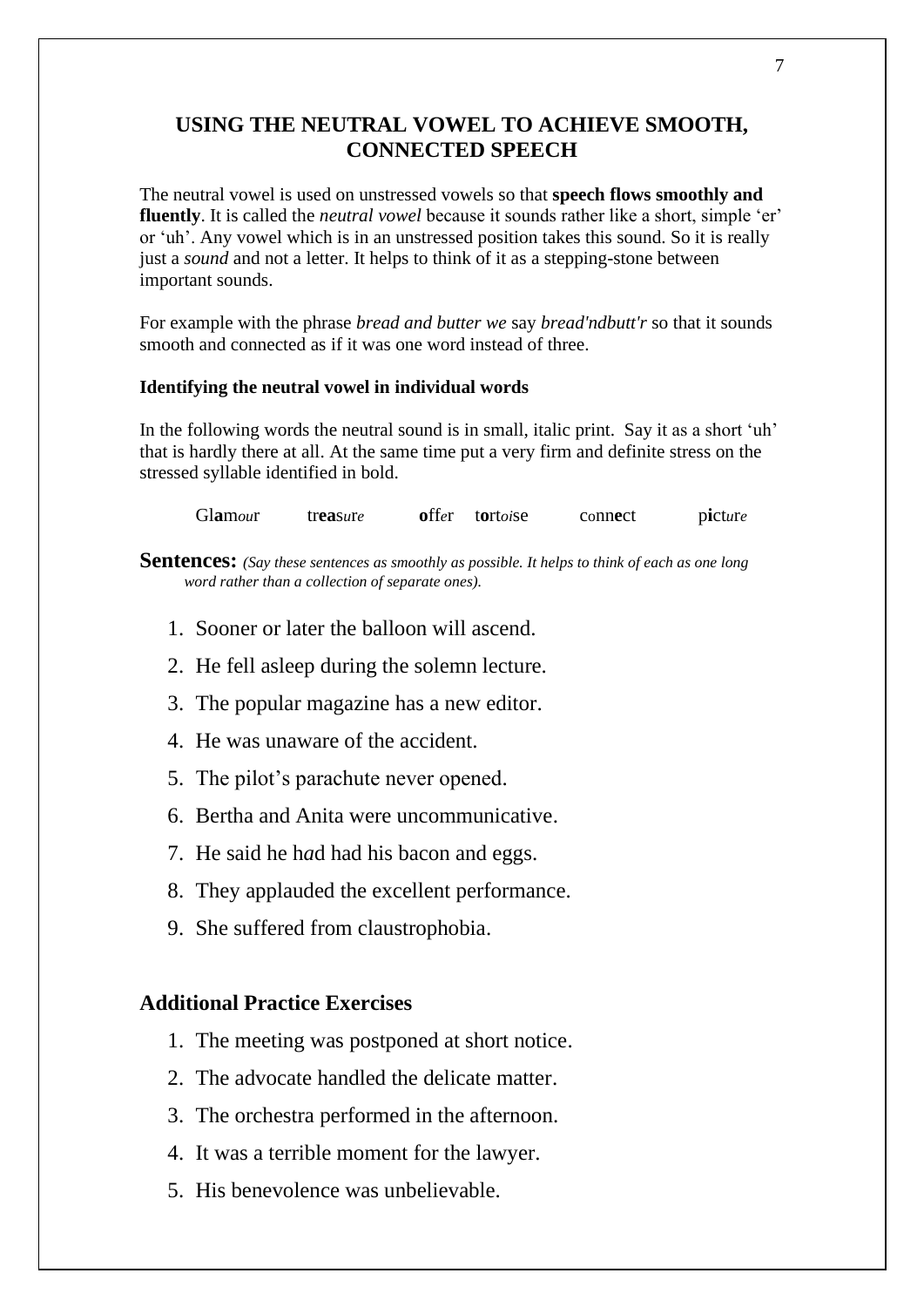## USING THE NEUTRAL VOWEL TO ACHIEVE SMOOTH, CONNECTED SPEECH

The neutral vowel is used on unstressed vowels so that **speech flows smoothly and fluently**. It is called the *neutral vowel* because it sounds rather like a short, simple 'er' or 'uh'. Any vowel which is in an unstressed position takes this sound. So it is really just a *sound* and not a letter. It helps to think of it as a stepping-stone between important sounds.

For example with the phrase *bread and butter we* say *bread'ndbutt'r* so that it sounds smooth and connected as if it was one word instead of three.

### Identifying the neutral vowel in individual words

In the following words the neutral sound is in small, italic print. Say it as a short 'uh' that is hardly there at all. At the same time put a very firm and definite stress on the stressed syllable identified in bold.

Gl**a**m*ou*r tr**ea**s*ur*e **o**ff*e*r t**o**rt*oi*se c*o*nn**e**ct p**i**ct*ur*e

**Sentences:** *(Say these sentences as smoothly as possible. It helps to think of each as one long word rather than a collection of separate ones).*

1. Sooner or later the balloon will ascend.
2. He fell asleep during the solemn lecture.
3. The popular magazine has a new editor.
4. He was unaware of the accident.
5. The pilot's parachute never opened.
6. Bertha and Anita were uncommunicative.
7. He said he h*a*d had his bacon and eggs.
8. They applauded the excellent performance.
9. She suffered from claustrophobia.

### Additional Practice Exercises

1. The meeting was postponed at short notice.
2. The advocate handled the delicate matter.
3. The orchestra performed in the afternoon.
4. It was a terrible moment for the lawyer.
5. His benevolence was unbelievable.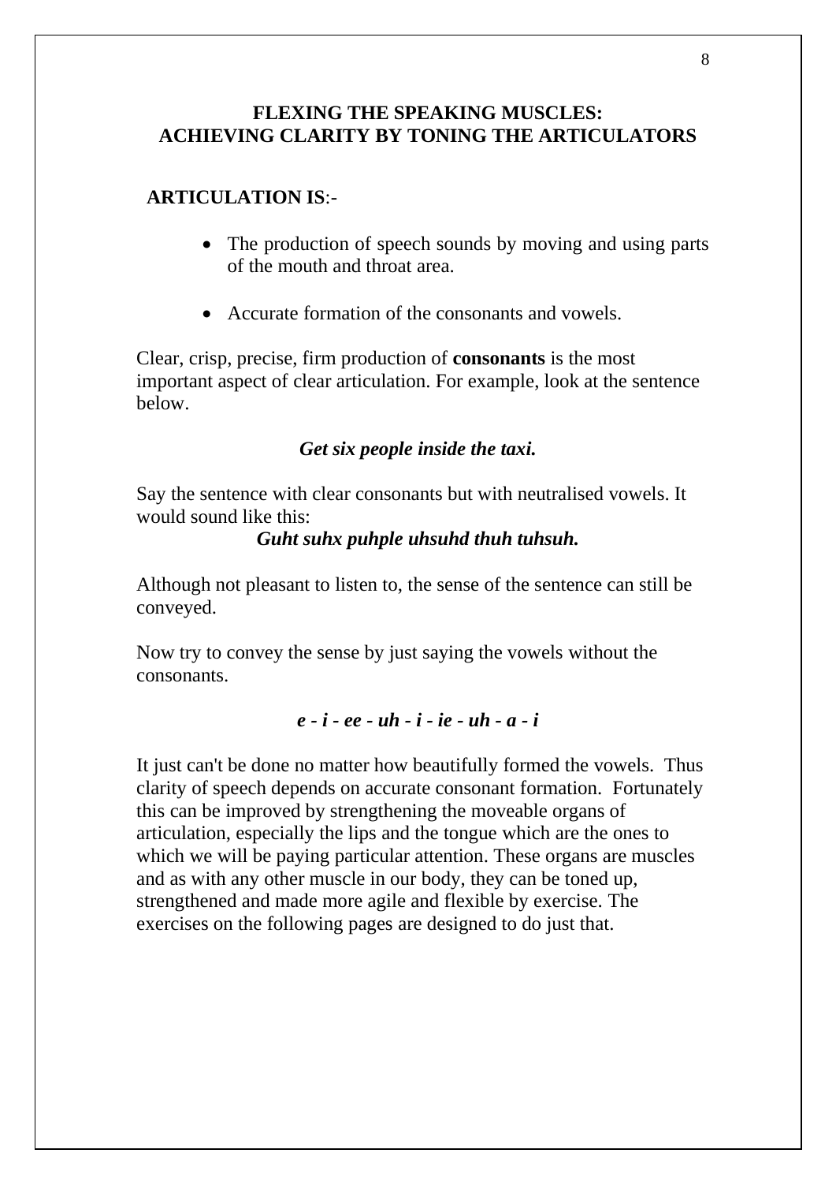## FLEXING THE SPEAKING MUSCLES:
## ACHIEVING CLARITY BY TONING THE ARTICULATORS

**ARTICULATION IS**:-

- The production of speech sounds by moving and using parts of the mouth and throat area.
- Accurate formation of the consonants and vowels.

Clear, crisp, precise, firm production of **consonants** is the most important aspect of clear articulation. For example, look at the sentence below.

***Get six people inside the taxi.***

Say the sentence with clear consonants but with neutralised vowels. It would sound like this:

***Guht suhx puhple uhsuhd thuh tuhsuh.***

Although not pleasant to listen to, the sense of the sentence can still be conveyed.

Now try to convey the sense by just saying the vowels without the consonants.

***e - i - ee - uh - i - ie - uh - a - i***

It just can't be done no matter how beautifully formed the vowels. Thus clarity of speech depends on accurate consonant formation. Fortunately this can be improved by strengthening the moveable organs of articulation, especially the lips and the tongue which are the ones to which we will be paying particular attention. These organs are muscles and as with any other muscle in our body, they can be toned up, strengthened and made more agile and flexible by exercise. The exercises on the following pages are designed to do just that.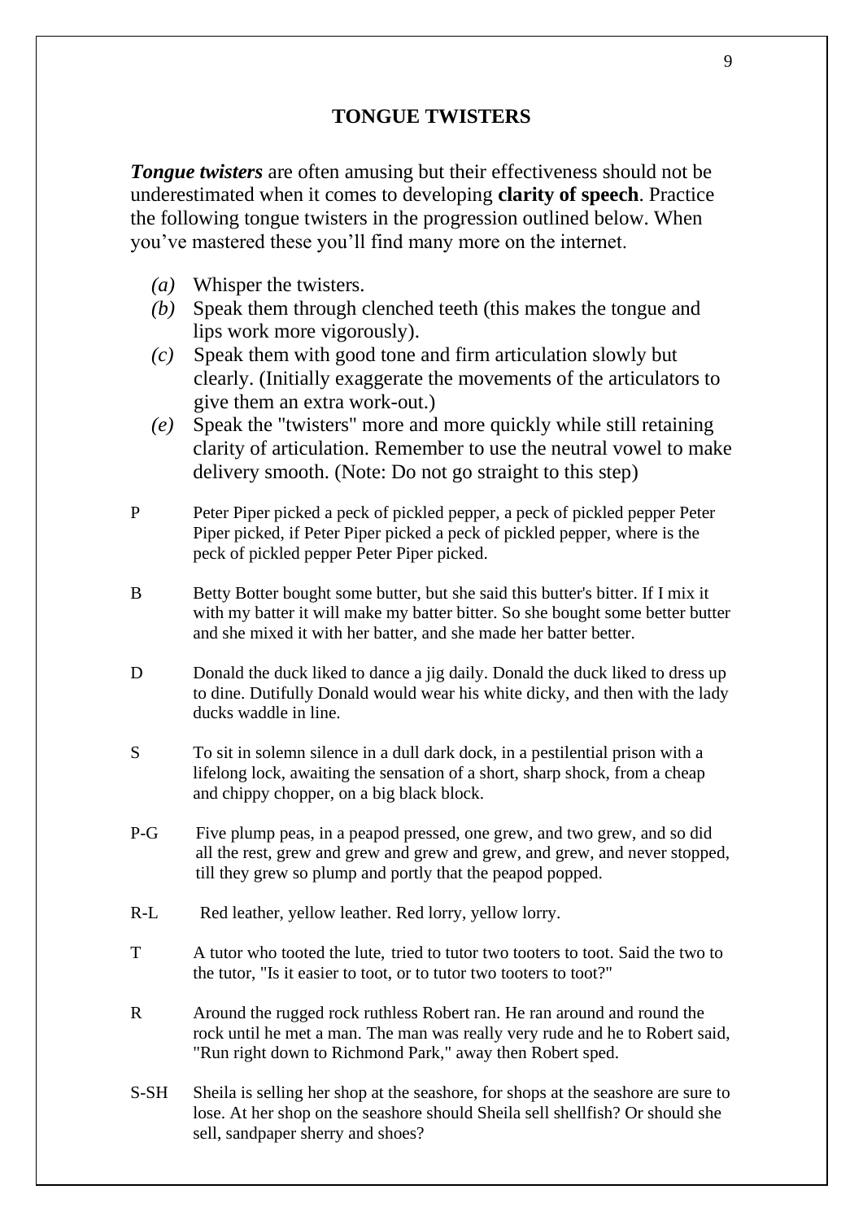## TONGUE TWISTERS

***Tongue twisters*** are often amusing but their effectiveness should not be underestimated when it comes to developing **clarity of speech**. Practice the following tongue twisters in the progression outlined below. When you've mastered these you'll find many more on the internet.

- *(a)* Whisper the twisters.
- *(b)* Speak them through clenched teeth (this makes the tongue and lips work more vigorously).
- *(c)* Speak them with good tone and firm articulation slowly but clearly. (Initially exaggerate the movements of the articulators to give them an extra work-out.)
- *(e)* Speak the "twisters" more and more quickly while still retaining clarity of articulation. Remember to use the neutral vowel to make delivery smooth. (Note: Do not go straight to this step)

P — Peter Piper picked a peck of pickled pepper, a peck of pickled pepper Peter Piper picked, if Peter Piper picked a peck of pickled pepper, where is the peck of pickled pepper Peter Piper picked.

B — Betty Botter bought some butter, but she said this butter's bitter. If I mix it with my batter it will make my batter bitter. So she bought some better butter and she mixed it with her batter, and she made her batter better.

D — Donald the duck liked to dance a jig daily. Donald the duck liked to dress up to dine. Dutifully Donald would wear his white dicky, and then with the lady ducks waddle in line.

S — To sit in solemn silence in a dull dark dock, in a pestilential prison with a lifelong lock, awaiting the sensation of a short, sharp shock, from a cheap and chippy chopper, on a big black block.

P-G — Five plump peas, in a peapod pressed, one grew, and two grew, and so did all the rest, grew and grew and grew and grew, and grew, and never stopped, till they grew so plump and portly that the peapod popped.

R-L — Red leather, yellow leather. Red lorry, yellow lorry.

T — A tutor who tooted the lute, tried to tutor two tooters to toot. Said the two to the tutor, "Is it easier to toot, or to tutor two tooters to toot?"

R — Around the rugged rock ruthless Robert ran. He ran around and round the rock until he met a man. The man was really very rude and he to Robert said, "Run right down to Richmond Park," away then Robert sped.

S-SH — Sheila is selling her shop at the seashore, for shops at the seashore are sure to lose. At her shop on the seashore should Sheila sell shellfish? Or should she sell, sandpaper sherry and shoes?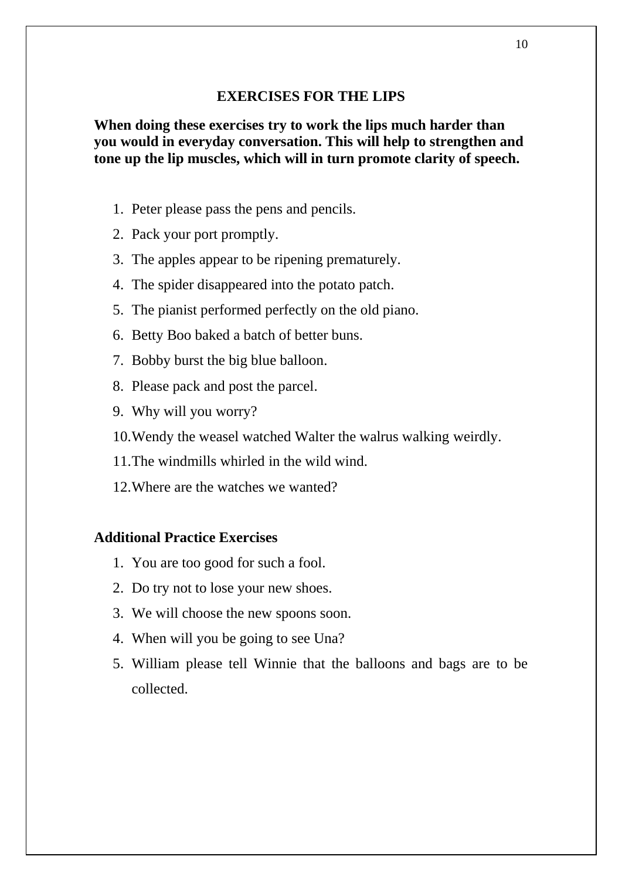# EXERCISES FOR THE LIPS

**When doing these exercises try to work the lips much harder than you would in everyday conversation. This will help to strengthen and tone up the lip muscles, which will in turn promote clarity of speech.**

1. Peter please pass the pens and pencils.
2. Pack your port promptly.
3. The apples appear to be ripening prematurely.
4. The spider disappeared into the potato patch.
5. The pianist performed perfectly on the old piano.
6. Betty Boo baked a batch of better buns.
7. Bobby burst the big blue balloon.
8. Please pack and post the parcel.
9. Why will you worry?
10. Wendy the weasel watched Walter the walrus walking weirdly.
11. The windmills whirled in the wild wind.
12. Where are the watches we wanted?

## Additional Practice Exercises

1. You are too good for such a fool.
2. Do try not to lose your new shoes.
3. We will choose the new spoons soon.
4. When will you be going to see Una?
5. William please tell Winnie that the balloons and bags are to be collected.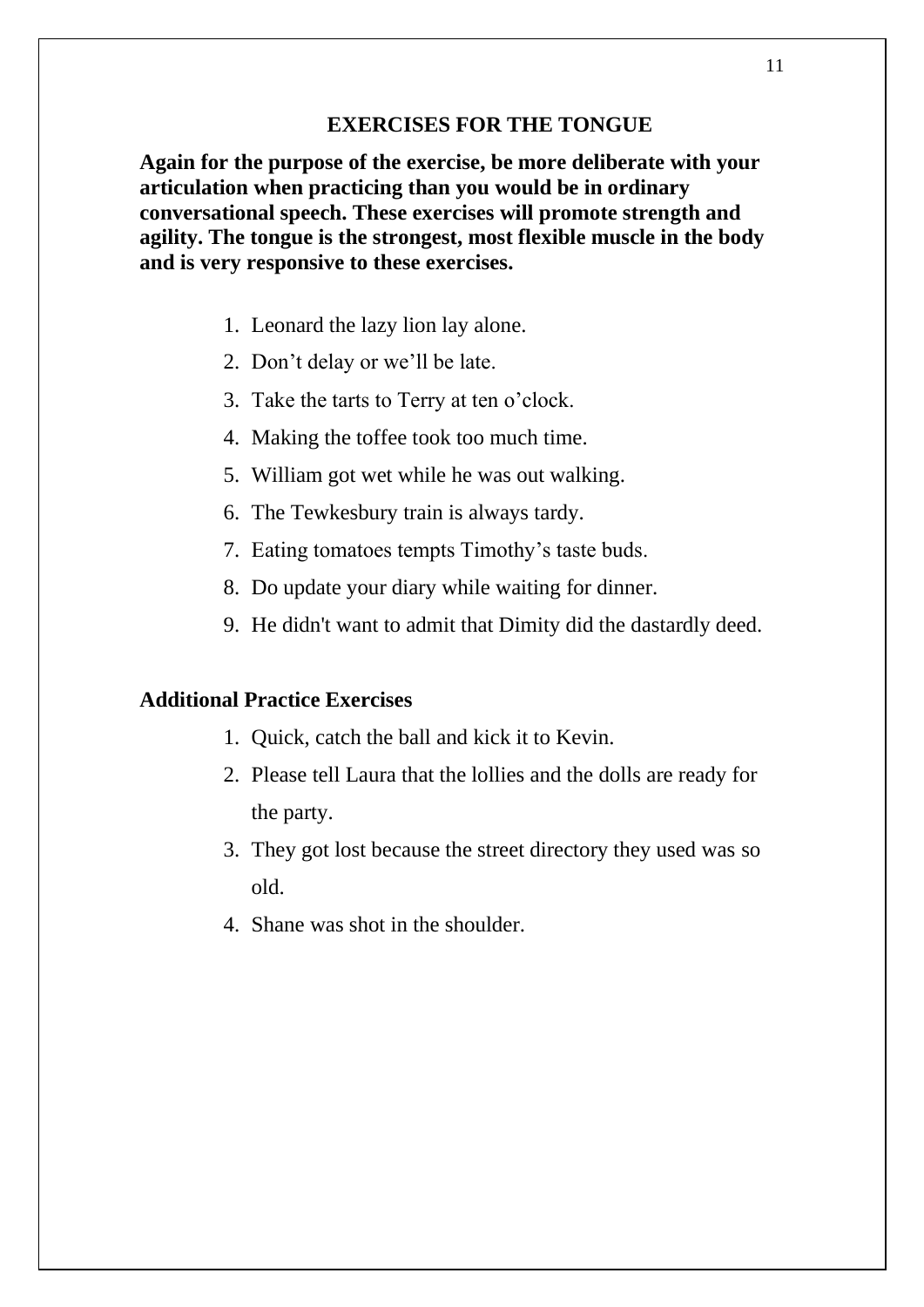## EXERCISES FOR THE TONGUE

**Again for the purpose of the exercise, be more deliberate with your articulation when practicing than you would be in ordinary conversational speech. These exercises will promote strength and agility. The tongue is the strongest, most flexible muscle in the body and is very responsive to these exercises.**

1. Leonard the lazy lion lay alone.
2. Don't delay or we'll be late.
3. Take the tarts to Terry at ten o'clock.
4. Making the toffee took too much time.
5. William got wet while he was out walking.
6. The Tewkesbury train is always tardy.
7. Eating tomatoes tempts Timothy's taste buds.
8. Do update your diary while waiting for dinner.
9. He didn't want to admit that Dimity did the dastardly deed.

### Additional Practice Exercises

1. Quick, catch the ball and kick it to Kevin.
2. Please tell Laura that the lollies and the dolls are ready for the party.
3. They got lost because the street directory they used was so old.
4. Shane was shot in the shoulder.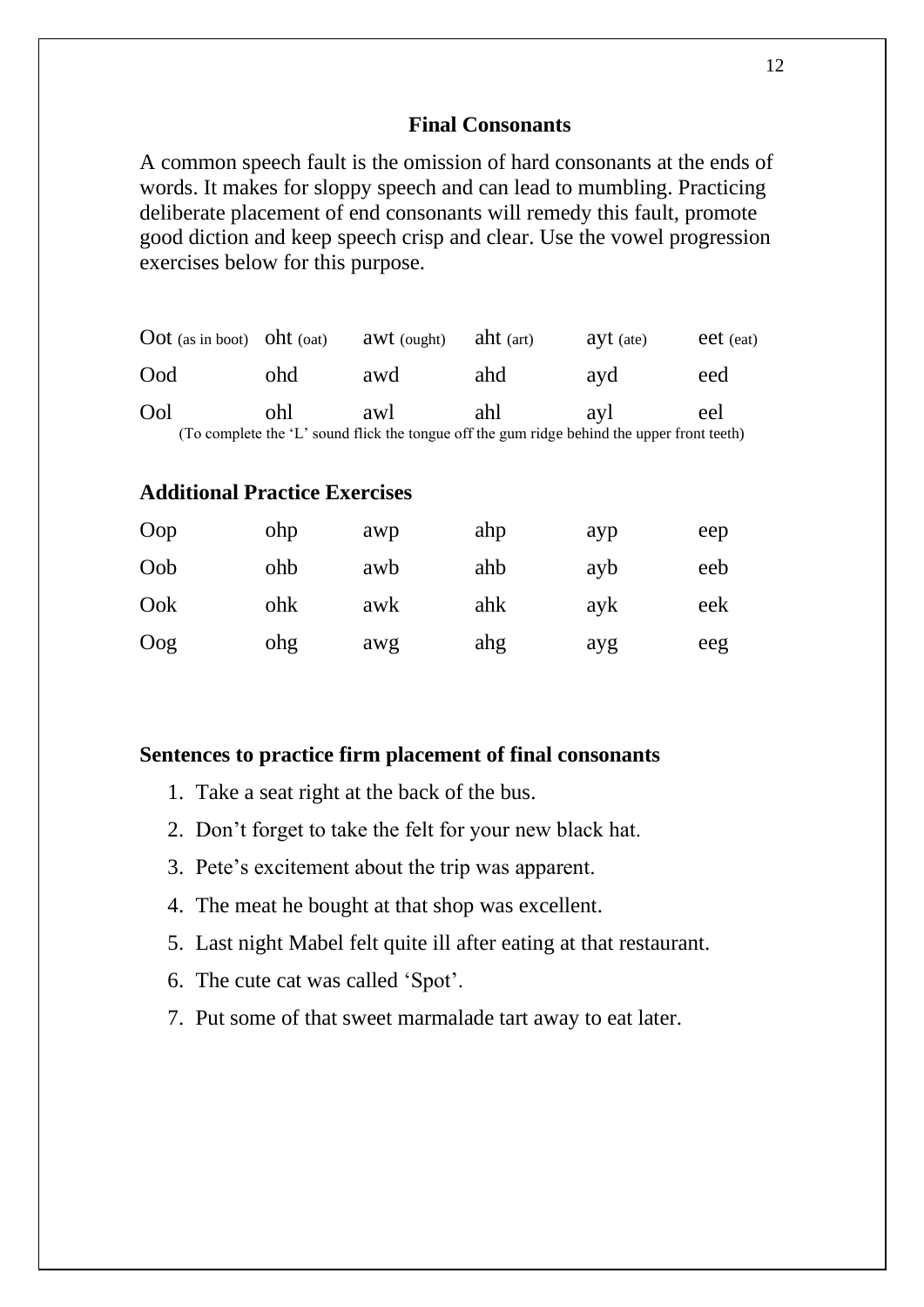## Final Consonants

A common speech fault is the omission of hard consonants at the ends of words. It makes for sloppy speech and can lead to mumbling. Practicing deliberate placement of end consonants will remedy this fault, promote good diction and keep speech crisp and clear. Use the vowel progression exercises below for this purpose.

| Oot (as in boot) | oht (oat) | awt (ought) | aht (art) | ayt (ate) | eet (eat) |
|---|---|---|---|---|---|
| Ood | ohd | awd | ahd | ayd | eed |
| Ool | ohl | awl | ahl | ayl | eel |

(To complete the 'L' sound flick the tongue off the gum ridge behind the upper front teeth)

### Additional Practice Exercises

| Oop | ohp | awp | ahp | ayp | eep |
|---|---|---|---|---|---|
| Oob | ohb | awb | ahb | ayb | eeb |
| Ook | ohk | awk | ahk | ayk | eek |
| Oog | ohg | awg | ahg | ayg | eeg |

### Sentences to practice firm placement of final consonants

1. Take a seat right at the back of the bus.
2. Don't forget to take the felt for your new black hat.
3. Pete's excitement about the trip was apparent.
4. The meat he bought at that shop was excellent.
5. Last night Mabel felt quite ill after eating at that restaurant.
6. The cute cat was called 'Spot'.
7. Put some of that sweet marmalade tart away to eat later.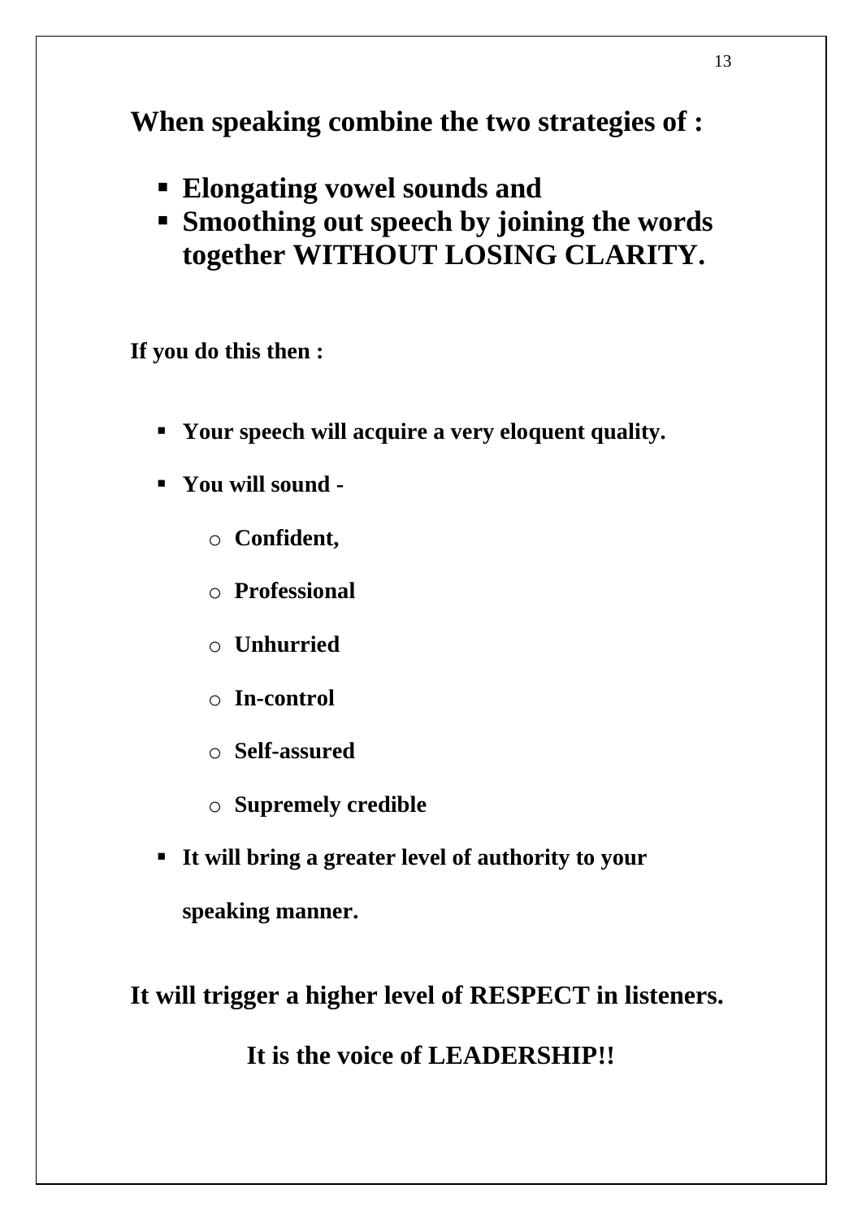**When speaking combine the two strategies of :**

- **Elongating vowel sounds and**
- **Smoothing out speech by joining the words together WITHOUT LOSING CLARITY.**

**If you do this then :**

- **Your speech will acquire a very eloquent quality.**
- **You will sound -**
  - **Confident,**
  - **Professional**
  - **Unhurried**
  - **In-control**
  - **Self-assured**
  - **Supremely credible**
- **It will bring a greater level of authority to your speaking manner.**

**It will trigger a higher level of RESPECT in listeners.**

**It is the voice of LEADERSHIP!!**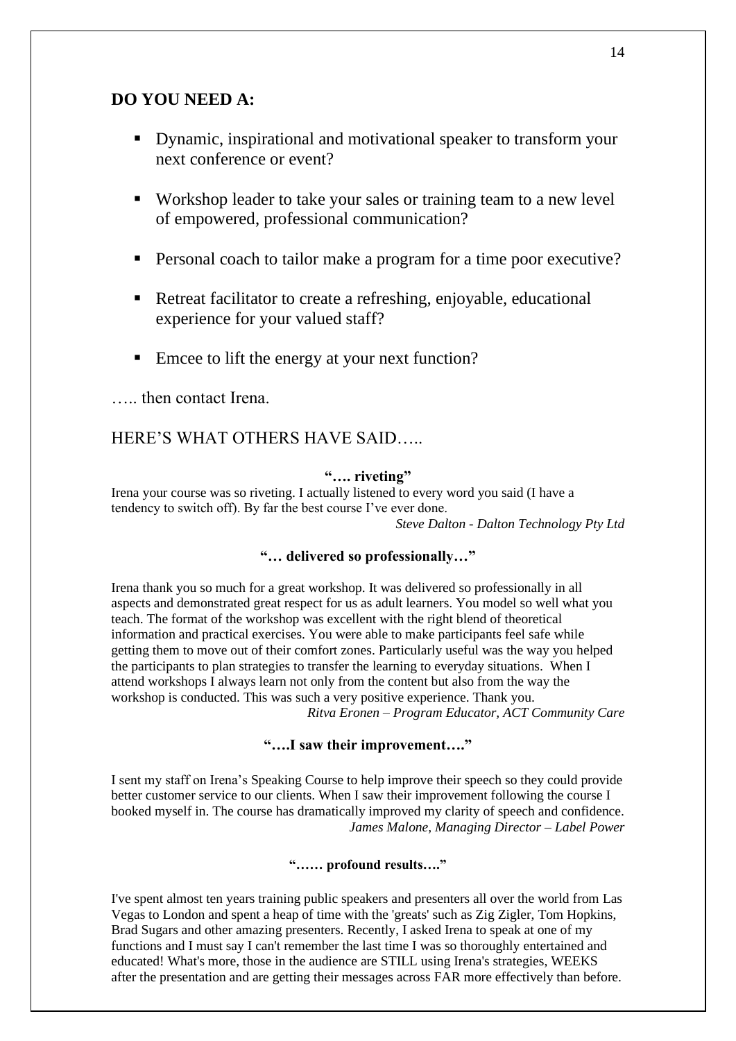## DO YOU NEED A:

- Dynamic, inspirational and motivational speaker to transform your next conference or event?
- Workshop leader to take your sales or training team to a new level of empowered, professional communication?
- Personal coach to tailor make a program for a time poor executive?
- Retreat facilitator to create a refreshing, enjoyable, educational experience for your valued staff?
- Emcee to lift the energy at your next function?

….. then contact Irena.

## HERE'S WHAT OTHERS HAVE SAID…..

**"…. riveting"**

Irena your course was so riveting. I actually listened to every word you said (I have a tendency to switch off). By far the best course I've ever done.

*Steve Dalton - Dalton Technology Pty Ltd*

**"… delivered so professionally…"**

Irena thank you so much for a great workshop. It was delivered so professionally in all aspects and demonstrated great respect for us as adult learners. You model so well what you teach. The format of the workshop was excellent with the right blend of theoretical information and practical exercises. You were able to make participants feel safe while getting them to move out of their comfort zones. Particularly useful was the way you helped the participants to plan strategies to transfer the learning to everyday situations. When I attend workshops I always learn not only from the content but also from the way the workshop is conducted. This was such a very positive experience. Thank you.

*Ritva Eronen – Program Educator, ACT Community Care*

**"….I saw their improvement…."**

I sent my staff on Irena's Speaking Course to help improve their speech so they could provide better customer service to our clients. When I saw their improvement following the course I booked myself in. The course has dramatically improved my clarity of speech and confidence.

*James Malone, Managing Director – Label Power*

**"…… profound results…."**

I've spent almost ten years training public speakers and presenters all over the world from Las Vegas to London and spent a heap of time with the 'greats' such as Zig Zigler, Tom Hopkins, Brad Sugars and other amazing presenters. Recently, I asked Irena to speak at one of my functions and I must say I can't remember the last time I was so thoroughly entertained and educated! What's more, those in the audience are STILL using Irena's strategies, WEEKS after the presentation and are getting their messages across FAR more effectively than before.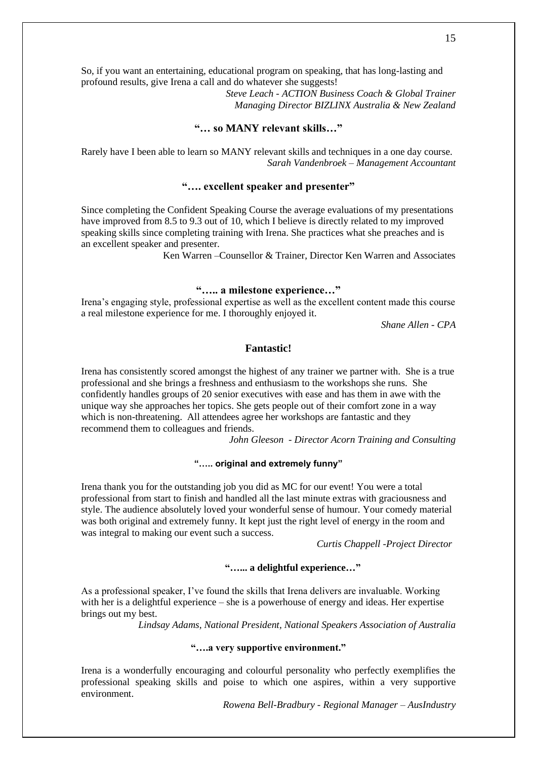So, if you want an entertaining, educational program on speaking, that has long-lasting and profound results, give Irena a call and do whatever she suggests!

*Steve Leach - ACTION Business Coach & Global Trainer*
*Managing Director BIZLINX Australia & New Zealand*

### "… so MANY relevant skills…"

Rarely have I been able to learn so MANY relevant skills and techniques in a one day course.
*Sarah Vandenbroek – Management Accountant*

### "…. excellent speaker and presenter"

Since completing the Confident Speaking Course the average evaluations of my presentations have improved from 8.5 to 9.3 out of 10, which I believe is directly related to my improved speaking skills since completing training with Irena. She practices what she preaches and is an excellent speaker and presenter.

Ken Warren –Counsellor & Trainer, Director Ken Warren and Associates

### "….. a milestone experience…"

Irena's engaging style, professional expertise as well as the excellent content made this course a real milestone experience for me. I thoroughly enjoyed it.

*Shane Allen - CPA*

### Fantastic!

Irena has consistently scored amongst the highest of any trainer we partner with. She is a true professional and she brings a freshness and enthusiasm to the workshops she runs. She confidently handles groups of 20 senior executives with ease and has them in awe with the unique way she approaches her topics. She gets people out of their comfort zone in a way which is non-threatening. All attendees agree her workshops are fantastic and they recommend them to colleagues and friends.

*John Gleeson - Director Acorn Training and Consulting*

### "….. original and extremely funny"

Irena thank you for the outstanding job you did as MC for our event! You were a total professional from start to finish and handled all the last minute extras with graciousness and style. The audience absolutely loved your wonderful sense of humour. Your comedy material was both original and extremely funny. It kept just the right level of energy in the room and was integral to making our event such a success.

*Curtis Chappell -Project Director*

### "…... a delightful experience…"

As a professional speaker, I've found the skills that Irena delivers are invaluable. Working with her is a delightful experience – she is a powerhouse of energy and ideas. Her expertise brings out my best.

*Lindsay Adams, National President, National Speakers Association of Australia*

### "….a very supportive environment."

Irena is a wonderfully encouraging and colourful personality who perfectly exemplifies the professional speaking skills and poise to which one aspires, within a very supportive environment.

*Rowena Bell-Bradbury - Regional Manager – AusIndustry*